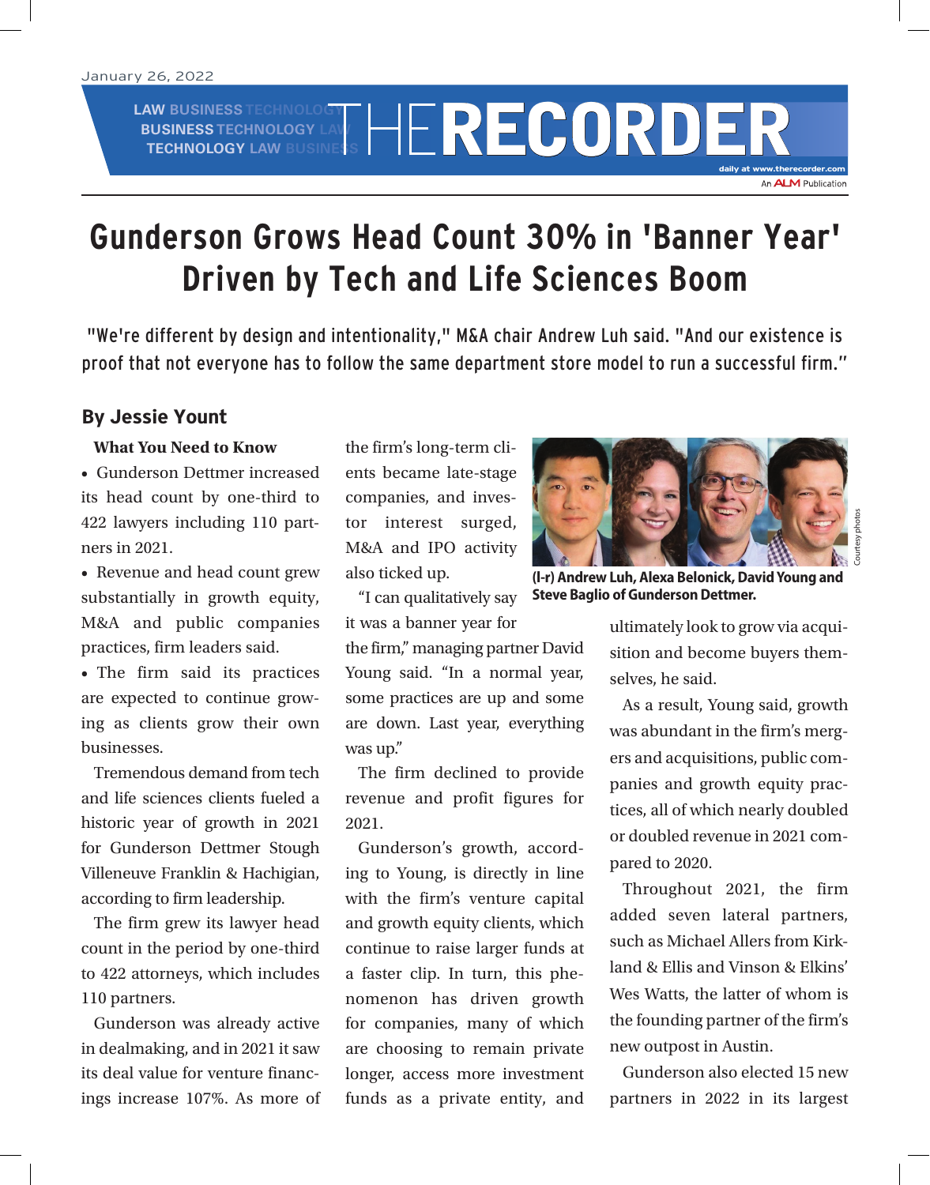January 26, 2022

# Gunderson Grows Head Count 30% in 'Banner Year' Driven by Tech and Life Sciences Boom

"We're different by design and intentionality," M&A chair Andrew Luh said. "And our existence is proof that not everyone has to follow the same department store model to run a successful firm."

**By Jessie Yount**

**What You Need to Know**

- Gunderson Dettmer increased its head count by one-third to 422 lawyers including 110 partners in 2021.
- Revenue and head count grew substantially in growth equity, M&A and public companies practices, firm leaders said.
- The firm said its practices are expected to continue growing as clients grow their own businesses.

Tremendous demand from tech and life sciences clients fueled a historic year of growth in 2021 for Gunderson Dettmer Stough Villeneuve Franklin & Hachigian, according to firm leadership.

The firm grew its lawyer head count in the period by one-third to 422 attorneys, which includes 110 partners.

Gunderson was already active in dealmaking, and in 2021 it saw its deal value for venture financings increase 107%. As more of the firm's long-term clients became late-stage companies, and investor interest surged, M&A and IPO activity also ticked up.

"I can qualitatively say it was a banner year for the firm," managing partner David Young said. "In a normal year, some practices are up and some are down. Last year, everything was up."

The firm declined to provide revenue and profit figures for 2021.

Gunderson's growth, according to Young, is directly in line with the firm's venture capital and growth equity clients, which continue to raise larger funds at a faster clip. In turn, this phenomenon has driven growth for companies, many of which are choosing to remain private longer, access more investment funds as a private entity, and ultimately look to grow via acquisition and become buyers themselves, he said.

(l-r) Andrew Luh, Alexa Belonick, David Young and Steve Baglio of Gunderson Dettmer.

As a result, Young said, growth was abundant in the firm's mergers and acquisitions, public companies and growth equity practices, all of which nearly doubled or doubled revenue in 2021 compared to 2020.

Throughout 2021, the firm added seven lateral partners, such as Michael Allers from Kirkland & Ellis and Vinson & Elkins' Wes Watts, the latter of whom is the founding partner of the firm's new outpost in Austin.

Gunderson also elected 15 new partners in 2022 in its largest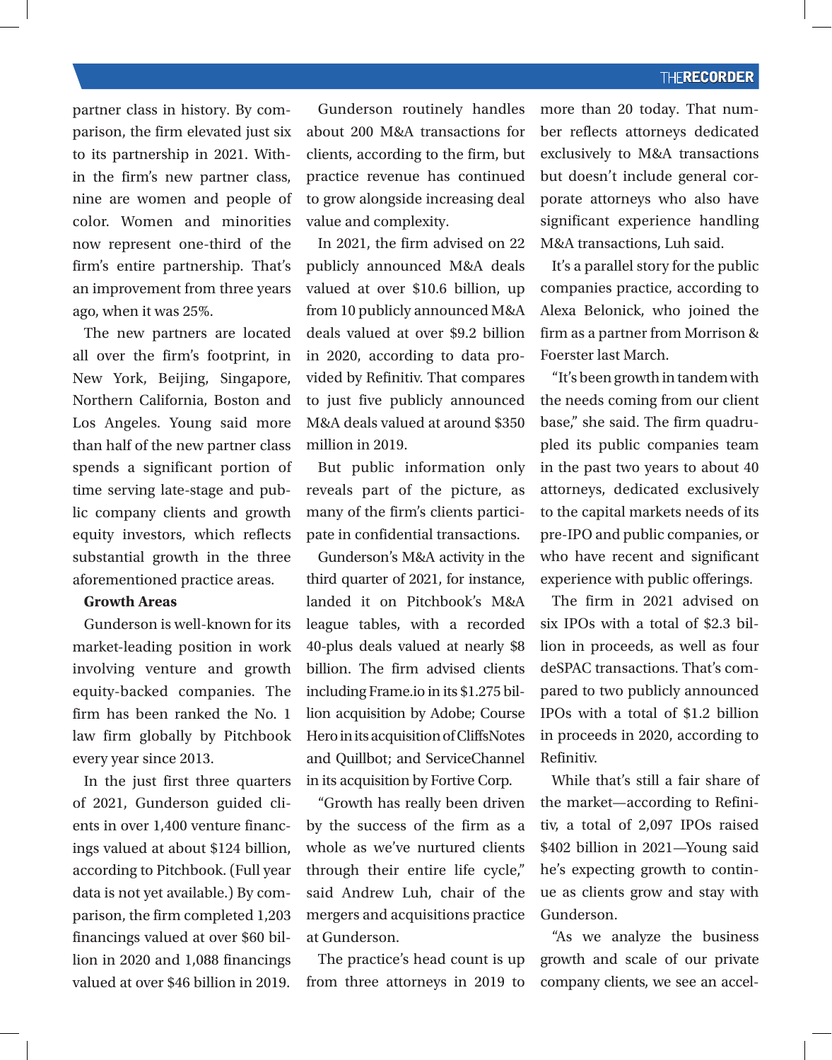partner class in history. By comparison, the firm elevated just six to its partnership in 2021. Within the firm's new partner class, nine are women and people of color. Women and minorities now represent one-third of the firm's entire partnership. That's an improvement from three years ago, when it was 25%.

The new partners are located all over the firm's footprint, in New York, Beijing, Singapore, Northern California, Boston and Los Angeles. Young said more than half of the new partner class spends a significant portion of time serving late-stage and public company clients and growth equity investors, which reflects substantial growth in the three aforementioned practice areas.

**Growth Areas**

Gunderson is well-known for its market-leading position in work involving venture and growth equity-backed companies. The firm has been ranked the No. 1 law firm globally by Pitchbook every year since 2013.

In the just first three quarters of 2021, Gunderson guided clients in over 1,400 venture financings valued at about $124 billion, according to Pitchbook. (Full year data is not yet available.) By comparison, the firm completed 1,203 financings valued at over $60 billion in 2020 and 1,088 financings valued at over $46 billion in 2019.

Gunderson routinely handles about 200 M&A transactions for clients, according to the firm, but practice revenue has continued to grow alongside increasing deal value and complexity.

In 2021, the firm advised on 22 publicly announced M&A deals valued at over $10.6 billion, up from 10 publicly announced M&A deals valued at over $9.2 billion in 2020, according to data provided by Refinitiv. That compares to just five publicly announced M&A deals valued at around $350 million in 2019.

But public information only reveals part of the picture, as many of the firm's clients participate in confidential transactions.

Gunderson's M&A activity in the third quarter of 2021, for instance, landed it on Pitchbook's M&A league tables, with a recorded 40-plus deals valued at nearly $8 billion. The firm advised clients including Frame.io in its $1.275 billion acquisition by Adobe; Course Hero in its acquisition of CliffsNotes and Quillbot; and ServiceChannel in its acquisition by Fortive Corp.

"Growth has really been driven by the success of the firm as a whole as we've nurtured clients through their entire life cycle," said Andrew Luh, chair of the mergers and acquisitions practice at Gunderson.

The practice's head count is up from three attorneys in 2019 to more than 20 today. That number reflects attorneys dedicated exclusively to M&A transactions but doesn't include general corporate attorneys who also have significant experience handling M&A transactions, Luh said.

It's a parallel story for the public companies practice, according to Alexa Belonick, who joined the firm as a partner from Morrison & Foerster last March.

"It's been growth in tandem with the needs coming from our client base," she said. The firm quadrupled its public companies team in the past two years to about 40 attorneys, dedicated exclusively to the capital markets needs of its pre-IPO and public companies, or who have recent and significant experience with public offerings.

The firm in 2021 advised on six IPOs with a total of $2.3 billion in proceeds, as well as four deSPAC transactions. That's compared to two publicly announced IPOs with a total of $1.2 billion in proceeds in 2020, according to Refinitiv.

While that's still a fair share of the market—according to Refinitiv, a total of 2,097 IPOs raised $402 billion in 2021—Young said he's expecting growth to continue as clients grow and stay with Gunderson.

"As we analyze the business growth and scale of our private company clients, we see an accel-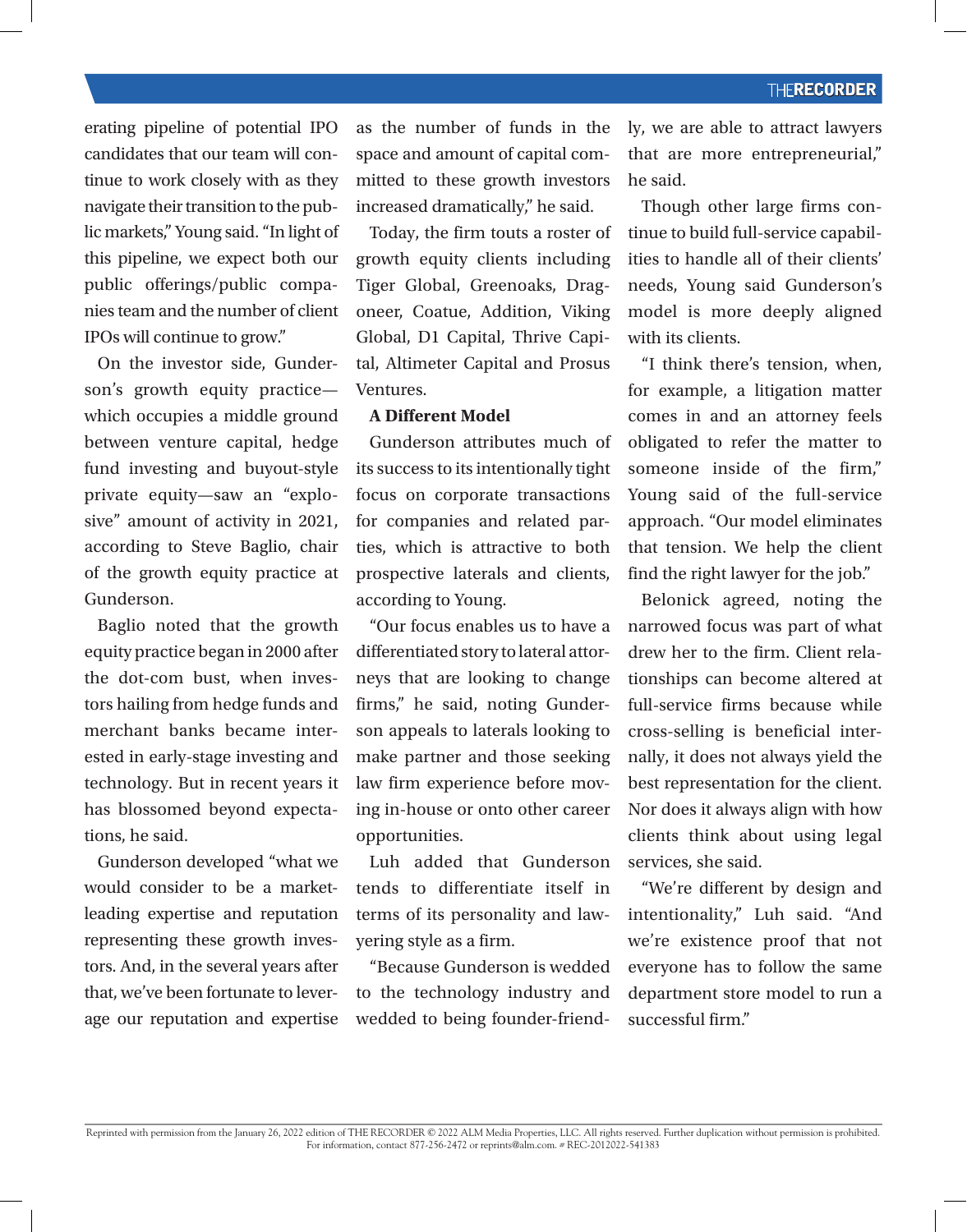erating pipeline of potential IPO candidates that our team will continue to work closely with as they navigate their transition to the public markets," Young said. "In light of this pipeline, we expect both our public offerings/public companies team and the number of client IPOs will continue to grow."

On the investor side, Gunderson's growth equity practice—which occupies a middle ground between venture capital, hedge fund investing and buyout-style private equity—saw an "explosive" amount of activity in 2021, according to Steve Baglio, chair of the growth equity practice at Gunderson.

Baglio noted that the growth equity practice began in 2000 after the dot-com bust, when investors hailing from hedge funds and merchant banks became interested in early-stage investing and technology. But in recent years it has blossomed beyond expectations, he said.

Gunderson developed "what we would consider to be a market-leading expertise and reputation representing these growth investors. And, in the several years after that, we've been fortunate to leverage our reputation and expertise as the number of funds in the space and amount of capital committed to these growth investors increased dramatically," he said.

Today, the firm touts a roster of growth equity clients including Tiger Global, Greenoaks, Dragoneer, Coatue, Addition, Viking Global, D1 Capital, Thrive Capital, Altimeter Capital and Prosus Ventures.

**A Different Model**

Gunderson attributes much of its success to its intentionally tight focus on corporate transactions for companies and related parties, which is attractive to both prospective laterals and clients, according to Young.

"Our focus enables us to have a differentiated story to lateral attorneys that are looking to change firms," he said, noting Gunderson appeals to laterals looking to make partner and those seeking law firm experience before moving in-house or onto other career opportunities.

Luh added that Gunderson tends to differentiate itself in terms of its personality and lawyering style as a firm.

"Because Gunderson is wedded to the technology industry and wedded to being founder-friendly, we are able to attract lawyers that are more entrepreneurial," he said.

Though other large firms continue to build full-service capabilities to handle all of their clients' needs, Young said Gunderson's model is more deeply aligned with its clients.

"I think there's tension, when, for example, a litigation matter comes in and an attorney feels obligated to refer the matter to someone inside of the firm," Young said of the full-service approach. "Our model eliminates that tension. We help the client find the right lawyer for the job."

Belonick agreed, noting the narrowed focus was part of what drew her to the firm. Client relationships can become altered at full-service firms because while cross-selling is beneficial internally, it does not always yield the best representation for the client. Nor does it always align with how clients think about using legal services, she said.

"We're different by design and intentionality," Luh said. "And we're existence proof that not everyone has to follow the same department store model to run a successful firm."

Reprinted with permission from the January 26, 2022 edition of THE RECORDER © 2022 ALM Media Properties, LLC. All rights reserved. Further duplication without permission is prohibited. For information, contact 877-256-2472 or reprints@alm.com. # REC-2012022-541383